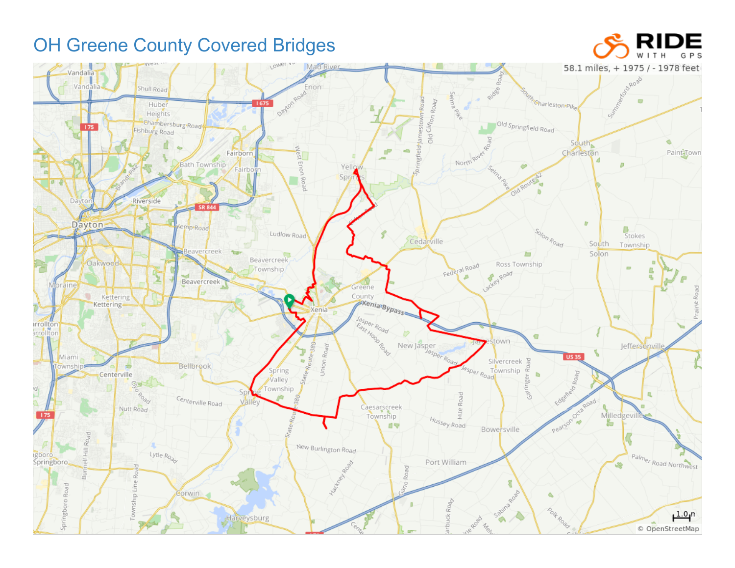# OH Greene County Covered Bridges

58.1 miles, + 1975 / - 1978 feet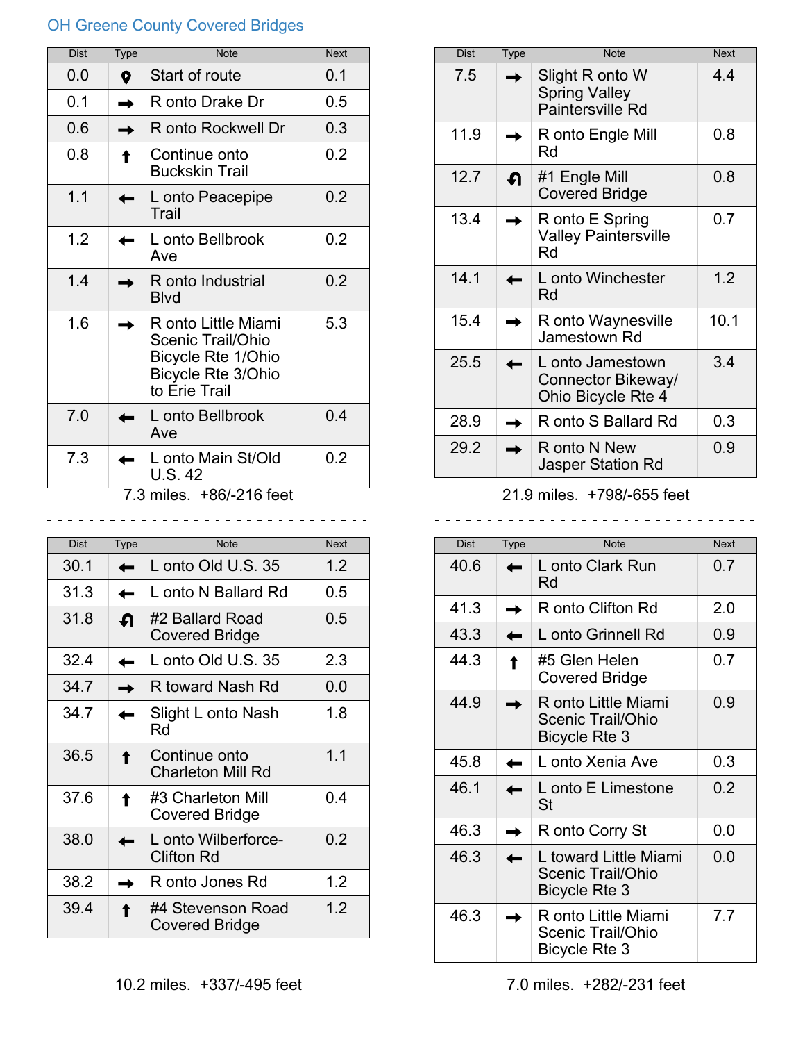OH Greene County Covered Bridges

| Dist | Type | Note | Next |
|---|---|---|---|
| 0.0 | 📍 | Start of route | 0.1 |
| 0.1 | → | R onto Drake Dr | 0.5 |
| 0.6 | → | R onto Rockwell Dr | 0.3 |
| 0.8 | ↑ | Continue onto Buckskin Trail | 0.2 |
| 1.1 | ← | L onto Peacepipe Trail | 0.2 |
| 1.2 | ← | L onto Bellbrook Ave | 0.2 |
| 1.4 | → | R onto Industrial Blvd | 0.2 |
| 1.6 | → | R onto Little Miami Scenic Trail/Ohio Bicycle Rte 1/Ohio Bicycle Rte 3/Ohio to Erie Trail | 5.3 |
| 7.0 | ← | L onto Bellbrook Ave | 0.4 |
| 7.3 | ← | L onto Main St/Old U.S. 42 | 0.2 |

7.3 miles. +86/-216 feet

| Dist | Type | Note | Next |
|---|---|---|---|
| 7.5 | → | Slight R onto W Spring Valley Paintersville Rd | 4.4 |
| 11.9 | → | R onto Engle Mill Rd | 0.8 |
| 12.7 | ↶ | #1 Engle Mill Covered Bridge | 0.8 |
| 13.4 | → | R onto E Spring Valley Paintersville Rd | 0.7 |
| 14.1 | ← | L onto Winchester Rd | 1.2 |
| 15.4 | → | R onto Waynesville Jamestown Rd | 10.1 |
| 25.5 | ← | L onto Jamestown Connector Bikeway/ Ohio Bicycle Rte 4 | 3.4 |
| 28.9 | → | R onto S Ballard Rd | 0.3 |
| 29.2 | → | R onto N New Jasper Station Rd | 0.9 |

21.9 miles. +798/-655 feet

| Dist | Type | Note | Next |
|---|---|---|---|
| 30.1 | ← | L onto Old U.S. 35 | 1.2 |
| 31.3 | ← | L onto N Ballard Rd | 0.5 |
| 31.8 | ↶ | #2 Ballard Road Covered Bridge | 0.5 |
| 32.4 | ← | L onto Old U.S. 35 | 2.3 |
| 34.7 | → | R toward Nash Rd | 0.0 |
| 34.7 | ← | Slight L onto Nash Rd | 1.8 |
| 36.5 | ↑ | Continue onto Charleton Mill Rd | 1.1 |
| 37.6 | ↑ | #3 Charleton Mill Covered Bridge | 0.4 |
| 38.0 | ← | L onto Wilberforce-Clifton Rd | 0.2 |
| 38.2 | → | R onto Jones Rd | 1.2 |
| 39.4 | ↑ | #4 Stevenson Road Covered Bridge | 1.2 |

10.2 miles. +337/-495 feet

| Dist | Type | Note | Next |
|---|---|---|---|
| 40.6 | ← | L onto Clark Run Rd | 0.7 |
| 41.3 | → | R onto Clifton Rd | 2.0 |
| 43.3 | ← | L onto Grinnell Rd | 0.9 |
| 44.3 | ↑ | #5 Glen Helen Covered Bridge | 0.7 |
| 44.9 | → | R onto Little Miami Scenic Trail/Ohio Bicycle Rte 3 | 0.9 |
| 45.8 | ← | L onto Xenia Ave | 0.3 |
| 46.1 | ← | L onto E Limestone St | 0.2 |
| 46.3 | → | R onto Corry St | 0.0 |
| 46.3 | ← | L toward Little Miami Scenic Trail/Ohio Bicycle Rte 3 | 0.0 |
| 46.3 | → | R onto Little Miami Scenic Trail/Ohio Bicycle Rte 3 | 7.7 |

7.0 miles. +282/-231 feet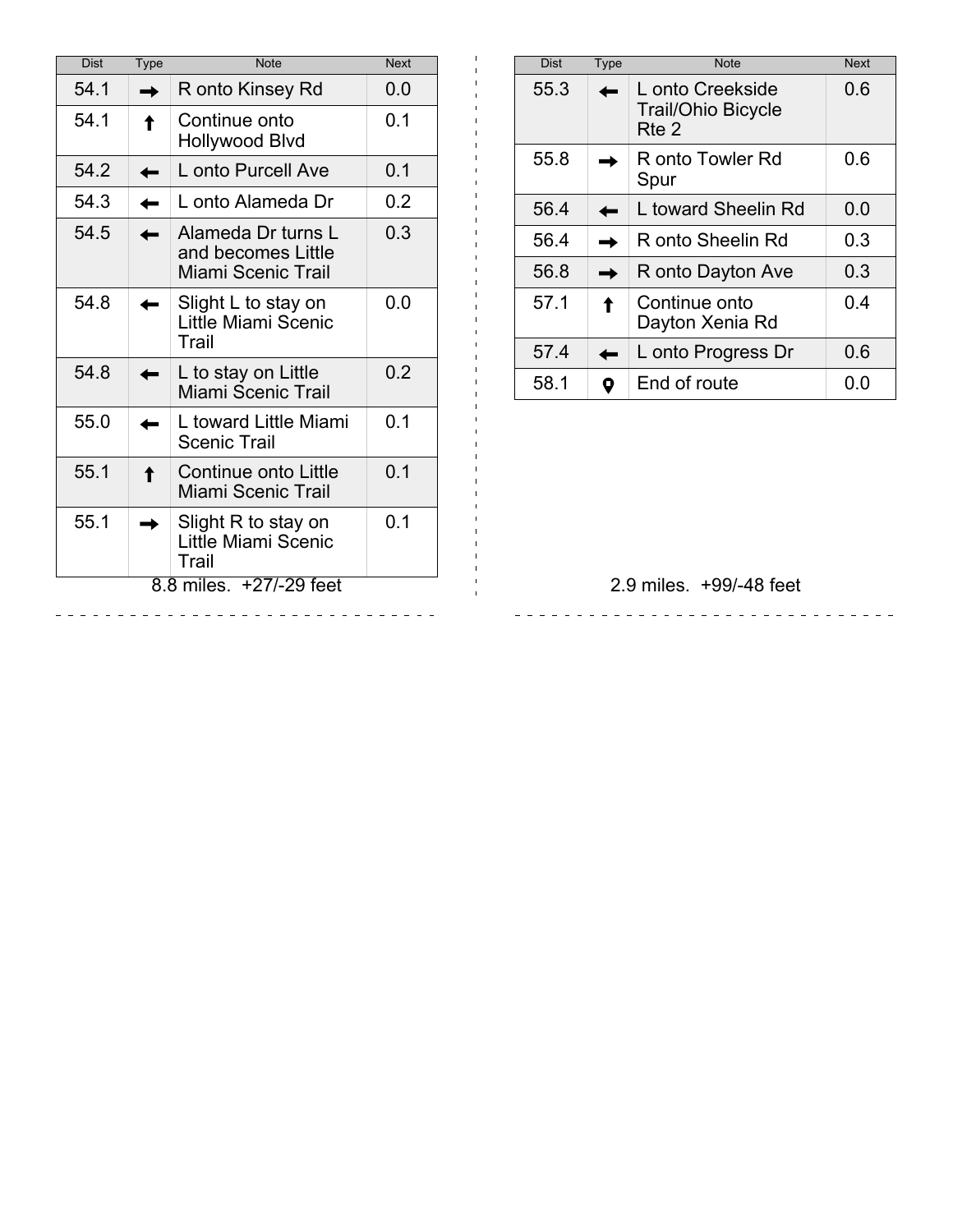| Dist | Type | Note | Next |
| --- | --- | --- | --- |
| 54.1 | → | R onto Kinsey Rd | 0.0 |
| 54.1 | ↑ | Continue onto Hollywood Blvd | 0.1 |
| 54.2 | ← | L onto Purcell Ave | 0.1 |
| 54.3 | ← | L onto Alameda Dr | 0.2 |
| 54.5 | ← | Alameda Dr turns L and becomes Little Miami Scenic Trail | 0.3 |
| 54.8 | ← | Slight L to stay on Little Miami Scenic Trail | 0.0 |
| 54.8 | ← | L to stay on Little Miami Scenic Trail | 0.2 |
| 55.0 | ← | L toward Little Miami Scenic Trail | 0.1 |
| 55.1 | ↑ | Continue onto Little Miami Scenic Trail | 0.1 |
| 55.1 | → | Slight R to stay on Little Miami Scenic Trail | 0.1 |

8.8 miles. +27/-29 feet

| Dist | Type | Note | Next |
| --- | --- | --- | --- |
| 55.3 | ← | L onto Creekside Trail/Ohio Bicycle Rte 2 | 0.6 |
| 55.8 | → | R onto Towler Rd Spur | 0.6 |
| 56.4 | ← | L toward Sheelin Rd | 0.0 |
| 56.4 | → | R onto Sheelin Rd | 0.3 |
| 56.8 | → | R onto Dayton Ave | 0.3 |
| 57.1 | ↑ | Continue onto Dayton Xenia Rd | 0.4 |
| 57.4 | ← | L onto Progress Dr | 0.6 |
| 58.1 | 📍 | End of route | 0.0 |

2.9 miles. +99/-48 feet